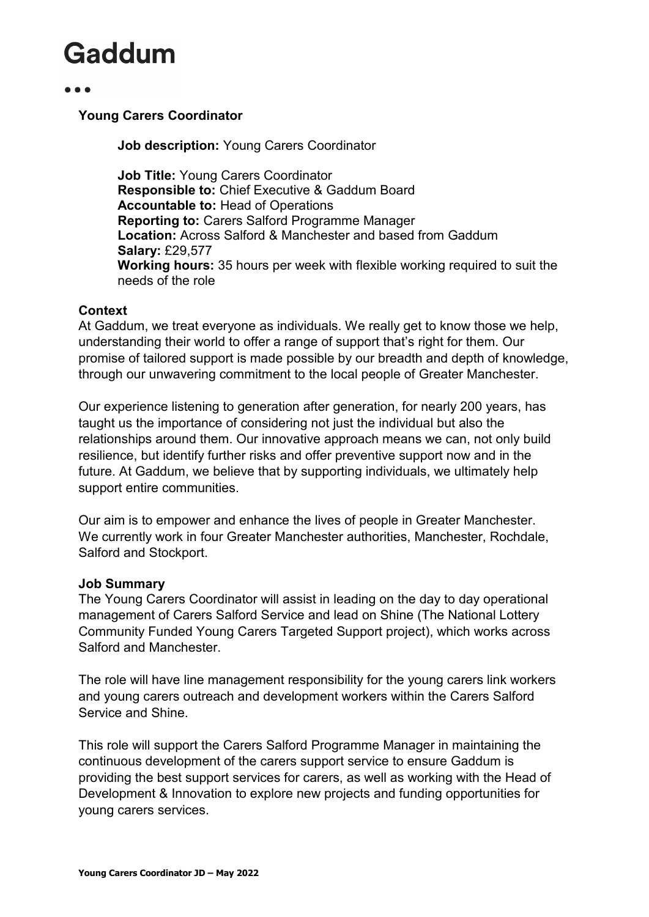# Gaddum

## Young Carers Coordinator

**Job description:** Young Carers Coordinator

**Job Title:** Young Carers Coordinator
**Responsible to:** Chief Executive & Gaddum Board
**Accountable to:** Head of Operations
**Reporting to:** Carers Salford Programme Manager
**Location:** Across Salford & Manchester and based from Gaddum
**Salary:** £29,577
**Working hours:** 35 hours per week with flexible working required to suit the needs of the role

**Context**

At Gaddum, we treat everyone as individuals. We really get to know those we help, understanding their world to offer a range of support that's right for them. Our promise of tailored support is made possible by our breadth and depth of knowledge, through our unwavering commitment to the local people of Greater Manchester.

Our experience listening to generation after generation, for nearly 200 years, has taught us the importance of considering not just the individual but also the relationships around them. Our innovative approach means we can, not only build resilience, but identify further risks and offer preventive support now and in the future. At Gaddum, we believe that by supporting individuals, we ultimately help support entire communities.

Our aim is to empower and enhance the lives of people in Greater Manchester. We currently work in four Greater Manchester authorities, Manchester, Rochdale, Salford and Stockport.

**Job Summary**

The Young Carers Coordinator will assist in leading on the day to day operational management of Carers Salford Service and lead on Shine (The National Lottery Community Funded Young Carers Targeted Support project), which works across Salford and Manchester.

The role will have line management responsibility for the young carers link workers and young carers outreach and development workers within the Carers Salford Service and Shine.

This role will support the Carers Salford Programme Manager in maintaining the continuous development of the carers support service to ensure Gaddum is providing the best support services for carers, as well as working with the Head of Development & Innovation to explore new projects and funding opportunities for young carers services.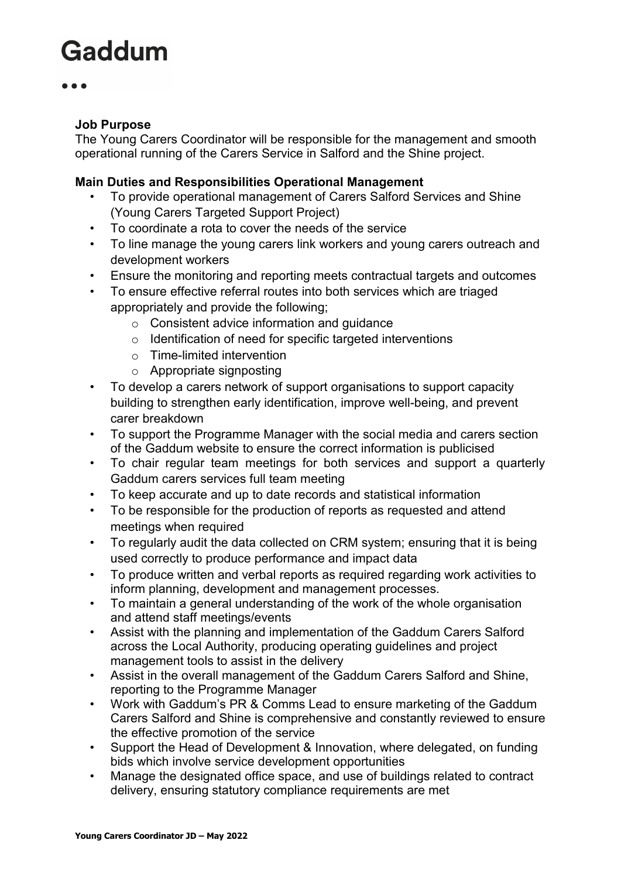### Job Purpose

The Young Carers Coordinator will be responsible for the management and smooth operational running of the Carers Service in Salford and the Shine project.

### Main Duties and Responsibilities Operational Management

- To provide operational management of Carers Salford Services and Shine (Young Carers Targeted Support Project)
- To coordinate a rota to cover the needs of the service
- To line manage the young carers link workers and young carers outreach and development workers
- Ensure the monitoring and reporting meets contractual targets and outcomes
- To ensure effective referral routes into both services which are triaged appropriately and provide the following;
  - Consistent advice information and guidance
  - Identification of need for specific targeted interventions
  - Time-limited intervention
  - Appropriate signposting
- To develop a carers network of support organisations to support capacity building to strengthen early identification, improve well-being, and prevent carer breakdown
- To support the Programme Manager with the social media and carers section of the Gaddum website to ensure the correct information is publicised
- To chair regular team meetings for both services and support a quarterly Gaddum carers services full team meeting
- To keep accurate and up to date records and statistical information
- To be responsible for the production of reports as requested and attend meetings when required
- To regularly audit the data collected on CRM system; ensuring that it is being used correctly to produce performance and impact data
- To produce written and verbal reports as required regarding work activities to inform planning, development and management processes.
- To maintain a general understanding of the work of the whole organisation and attend staff meetings/events
- Assist with the planning and implementation of the Gaddum Carers Salford across the Local Authority, producing operating guidelines and project management tools to assist in the delivery
- Assist in the overall management of the Gaddum Carers Salford and Shine, reporting to the Programme Manager
- Work with Gaddum's PR & Comms Lead to ensure marketing of the Gaddum Carers Salford and Shine is comprehensive and constantly reviewed to ensure the effective promotion of the service
- Support the Head of Development & Innovation, where delegated, on funding bids which involve service development opportunities
- Manage the designated office space, and use of buildings related to contract delivery, ensuring statutory compliance requirements are met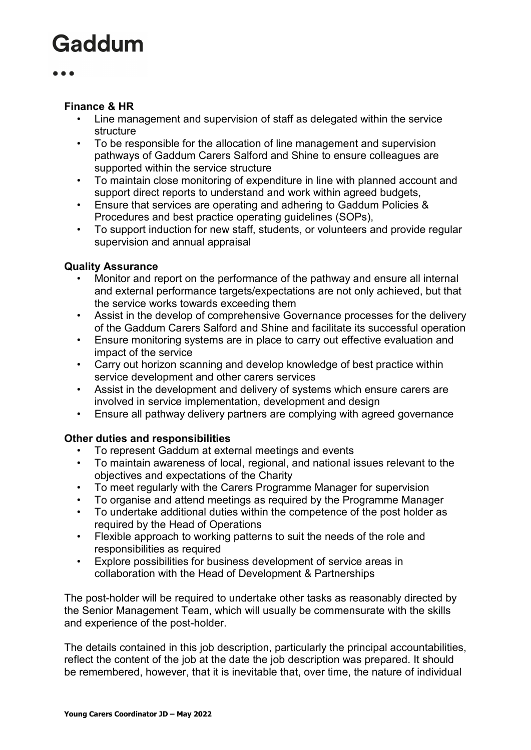**Finance & HR**

- Line management and supervision of staff as delegated within the service structure
- To be responsible for the allocation of line management and supervision pathways of Gaddum Carers Salford and Shine to ensure colleagues are supported within the service structure
- To maintain close monitoring of expenditure in line with planned account and support direct reports to understand and work within agreed budgets,
- Ensure that services are operating and adhering to Gaddum Policies & Procedures and best practice operating guidelines (SOPs),
- To support induction for new staff, students, or volunteers and provide regular supervision and annual appraisal

**Quality Assurance**

- Monitor and report on the performance of the pathway and ensure all internal and external performance targets/expectations are not only achieved, but that the service works towards exceeding them
- Assist in the develop of comprehensive Governance processes for the delivery of the Gaddum Carers Salford and Shine and facilitate its successful operation
- Ensure monitoring systems are in place to carry out effective evaluation and impact of the service
- Carry out horizon scanning and develop knowledge of best practice within service development and other carers services
- Assist in the development and delivery of systems which ensure carers are involved in service implementation, development and design
- Ensure all pathway delivery partners are complying with agreed governance

**Other duties and responsibilities**

- To represent Gaddum at external meetings and events
- To maintain awareness of local, regional, and national issues relevant to the objectives and expectations of the Charity
- To meet regularly with the Carers Programme Manager for supervision
- To organise and attend meetings as required by the Programme Manager
- To undertake additional duties within the competence of the post holder as required by the Head of Operations
- Flexible approach to working patterns to suit the needs of the role and responsibilities as required
- Explore possibilities for business development of service areas in collaboration with the Head of Development & Partnerships

The post-holder will be required to undertake other tasks as reasonably directed by the Senior Management Team, which will usually be commensurate with the skills and experience of the post-holder.

The details contained in this job description, particularly the principal accountabilities, reflect the content of the job at the date the job description was prepared. It should be remembered, however, that it is inevitable that, over time, the nature of individual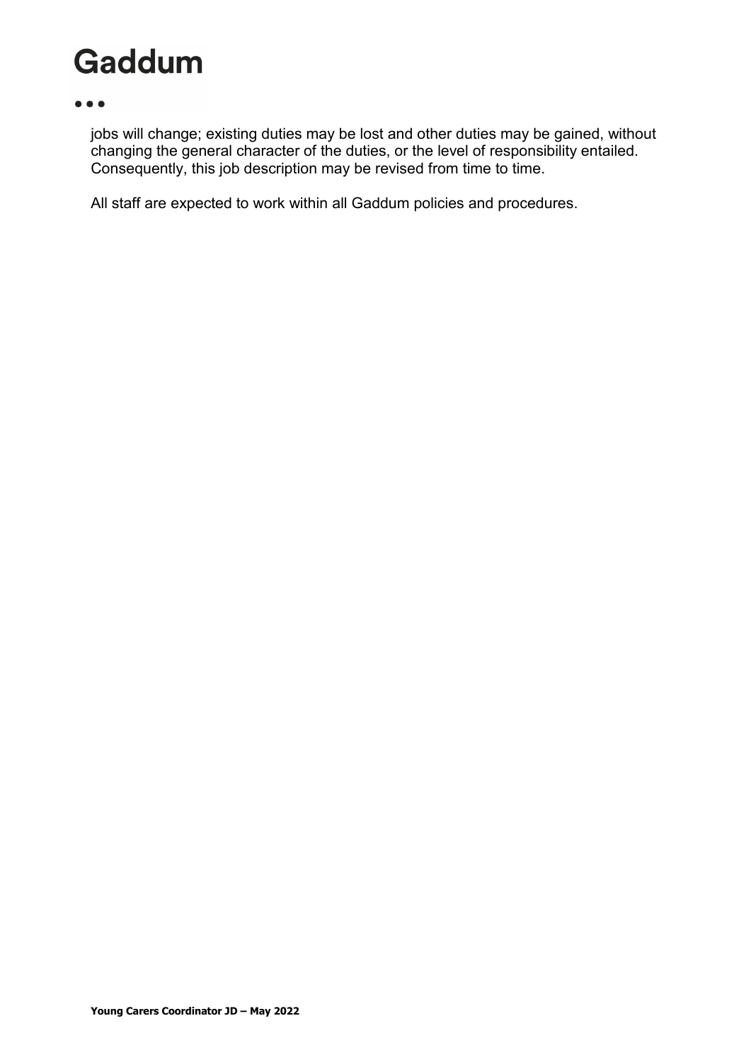jobs will change; existing duties may be lost and other duties may be gained, without changing the general character of the duties, or the level of responsibility entailed. Consequently, this job description may be revised from time to time.

All staff are expected to work within all Gaddum policies and procedures.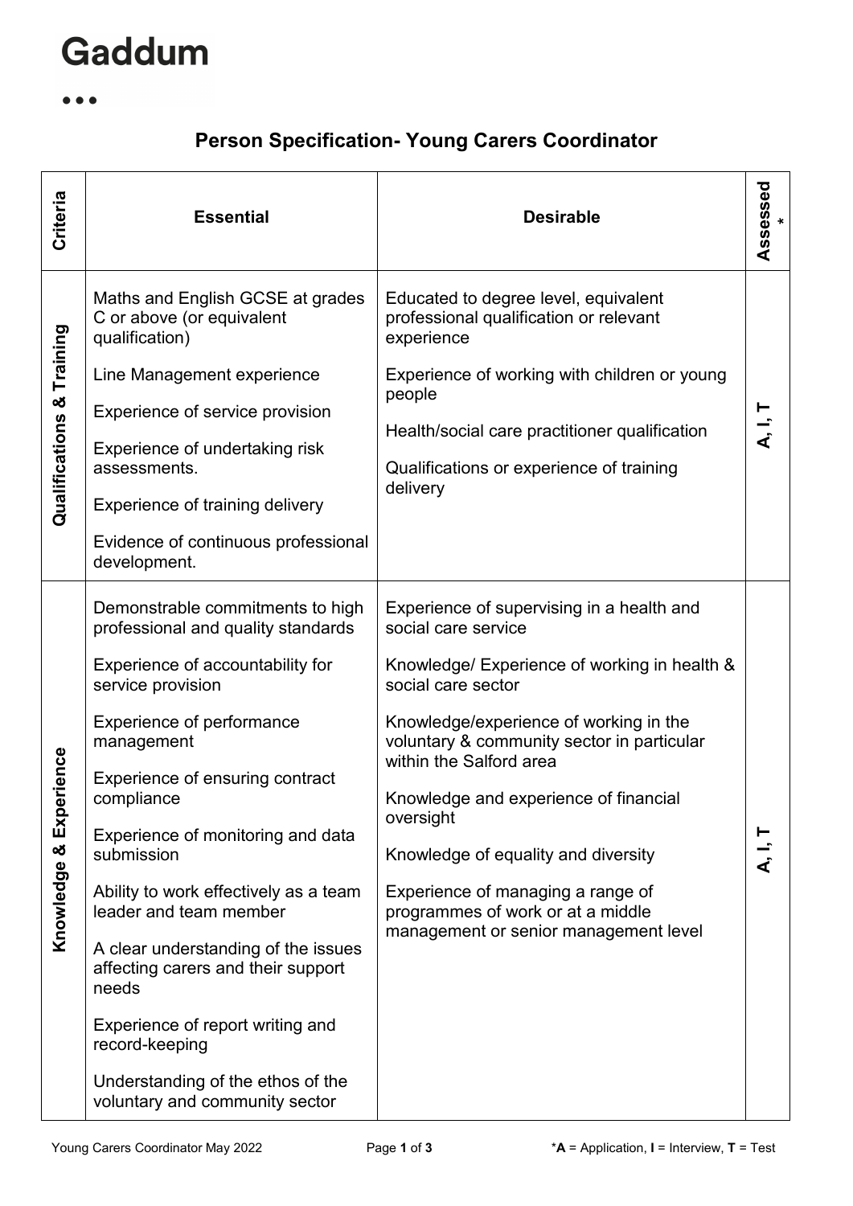Gaddum

# Person Specification- Young Carers Coordinator

| Criteria | Essential | Desirable | Assessed * |
|---|---|---|---|
| Qualifications & Training | Maths and English GCSE at grades C or above (or equivalent qualification)<br><br>Line Management experience<br><br>Experience of service provision<br><br>Experience of undertaking risk assessments.<br><br>Experience of training delivery<br><br>Evidence of continuous professional development. | Educated to degree level, equivalent professional qualification or relevant experience<br><br>Experience of working with children or young people<br><br>Health/social care practitioner qualification<br><br>Qualifications or experience of training delivery | A, I, T |
| Knowledge & Experience | Demonstrable commitments to high professional and quality standards<br><br>Experience of accountability for service provision<br><br>Experience of performance management<br><br>Experience of ensuring contract compliance<br><br>Experience of monitoring and data submission<br><br>Ability to work effectively as a team leader and team member<br><br>A clear understanding of the issues affecting carers and their support needs<br><br>Experience of report writing and record-keeping<br><br>Understanding of the ethos of the voluntary and community sector | Experience of supervising in a health and social care service<br><br>Knowledge/ Experience of working in health & social care sector<br><br>Knowledge/experience of working in the voluntary & community sector in particular within the Salford area<br><br>Knowledge and experience of financial oversight<br><br>Knowledge of equality and diversity<br><br>Experience of managing a range of programmes of work or at a middle management or senior management level | A, I, T |

*A = Application, I = Interview, T = Test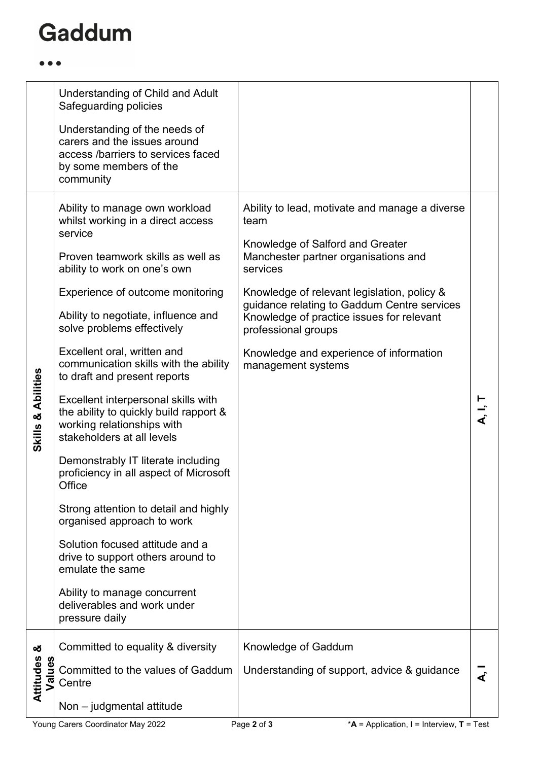# Gaddum

| | | | |
|---|---|---|---|
| | Understanding of Child and Adult Safeguarding policies<br><br>Understanding of the needs of carers and the issues around access /barriers to services faced by some members of the community | | |
| **Skills & Abilities** | Ability to manage own workload whilst working in a direct access service<br><br>Proven teamwork skills as well as ability to work on one's own<br><br>Experience of outcome monitoring<br><br>Ability to negotiate, influence and solve problems effectively<br><br>Excellent oral, written and communication skills with the ability to draft and present reports<br><br>Excellent interpersonal skills with the ability to quickly build rapport & working relationships with stakeholders at all levels<br><br>Demonstrably IT literate including proficiency in all aspect of Microsoft Office<br><br>Strong attention to detail and highly organised approach to work<br><br>Solution focused attitude and a drive to support others around to emulate the same<br><br>Ability to manage concurrent deliverables and work under pressure daily | Ability to lead, motivate and manage a diverse team<br><br>Knowledge of Salford and Greater Manchester partner organisations and services<br><br>Knowledge of relevant legislation, policy & guidance relating to Gaddum Centre services<br>Knowledge of practice issues for relevant professional groups<br><br>Knowledge and experience of information management systems | **A, I, T** |
| **Attitudes & Values** | Committed to equality & diversity<br><br>Committed to the values of Gaddum Centre<br><br>Non – judgmental attitude | Knowledge of Gaddum<br><br>Understanding of support, advice & guidance | **A, I** |

*A = Application, I = Interview, T = Test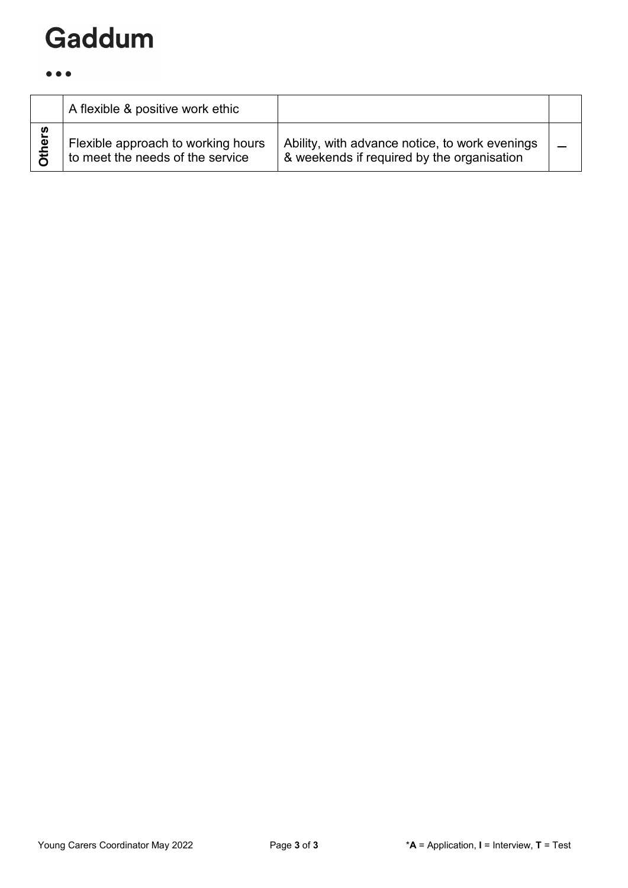| | | | |
|---|---|---|---|
| | A flexible & positive work ethic | | |
| **Others** | Flexible approach to working hours to meet the needs of the service | Ability, with advance notice, to work evenings & weekends if required by the organisation | I |

*A = Application, I = Interview, T = Test